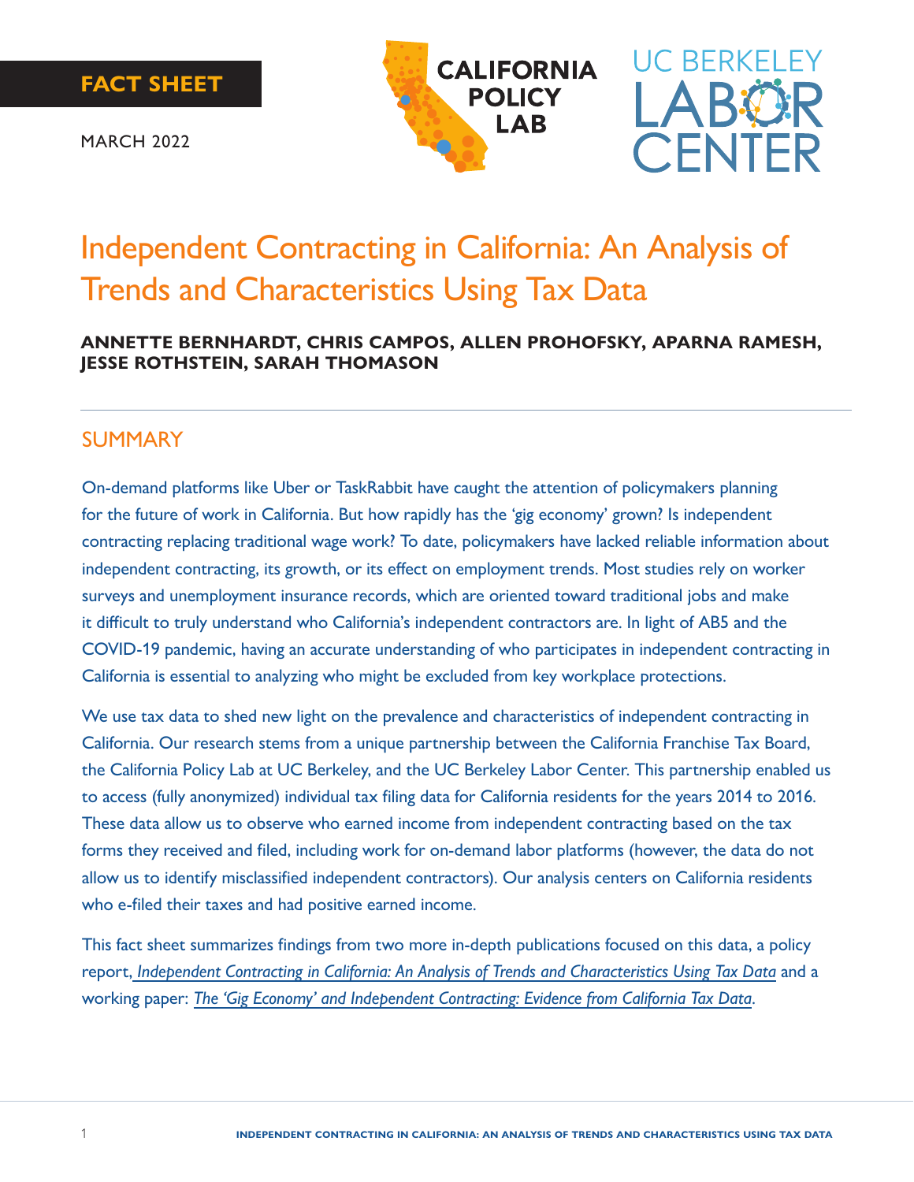**FACT SHEET**

MARCH 2022

CALIFORNIA POLICY LAB

UC BERKELEY LABOR CENTER

# Independent Contracting in California: An Analysis of Trends and Characteristics Using Tax Data

**ANNETTE BERNHARDT, CHRIS CAMPOS, ALLEN PROHOFSKY, APARNA RAMESH, JESSE ROTHSTEIN, SARAH THOMASON**

## SUMMARY

On-demand platforms like Uber or TaskRabbit have caught the attention of policymakers planning for the future of work in California. But how rapidly has the 'gig economy' grown? Is independent contracting replacing traditional wage work? To date, policymakers have lacked reliable information about independent contracting, its growth, or its effect on employment trends. Most studies rely on worker surveys and unemployment insurance records, which are oriented toward traditional jobs and make it difficult to truly understand who California's independent contractors are. In light of AB5 and the COVID-19 pandemic, having an accurate understanding of who participates in independent contracting in California is essential to analyzing who might be excluded from key workplace protections.

We use tax data to shed new light on the prevalence and characteristics of independent contracting in California. Our research stems from a unique partnership between the California Franchise Tax Board, the California Policy Lab at UC Berkeley, and the UC Berkeley Labor Center. This partnership enabled us to access (fully anonymized) individual tax filing data for California residents for the years 2014 to 2016. These data allow us to observe who earned income from independent contracting based on the tax forms they received and filed, including work for on-demand labor platforms (however, the data do not allow us to identify misclassified independent contractors). Our analysis centers on California residents who e-filed their taxes and had positive earned income.

This fact sheet summarizes findings from two more in-depth publications focused on this data, a policy report, *Independent Contracting in California: An Analysis of Trends and Characteristics Using Tax Data* and a working paper: *The 'Gig Economy' and Independent Contracting: Evidence from California Tax Data*.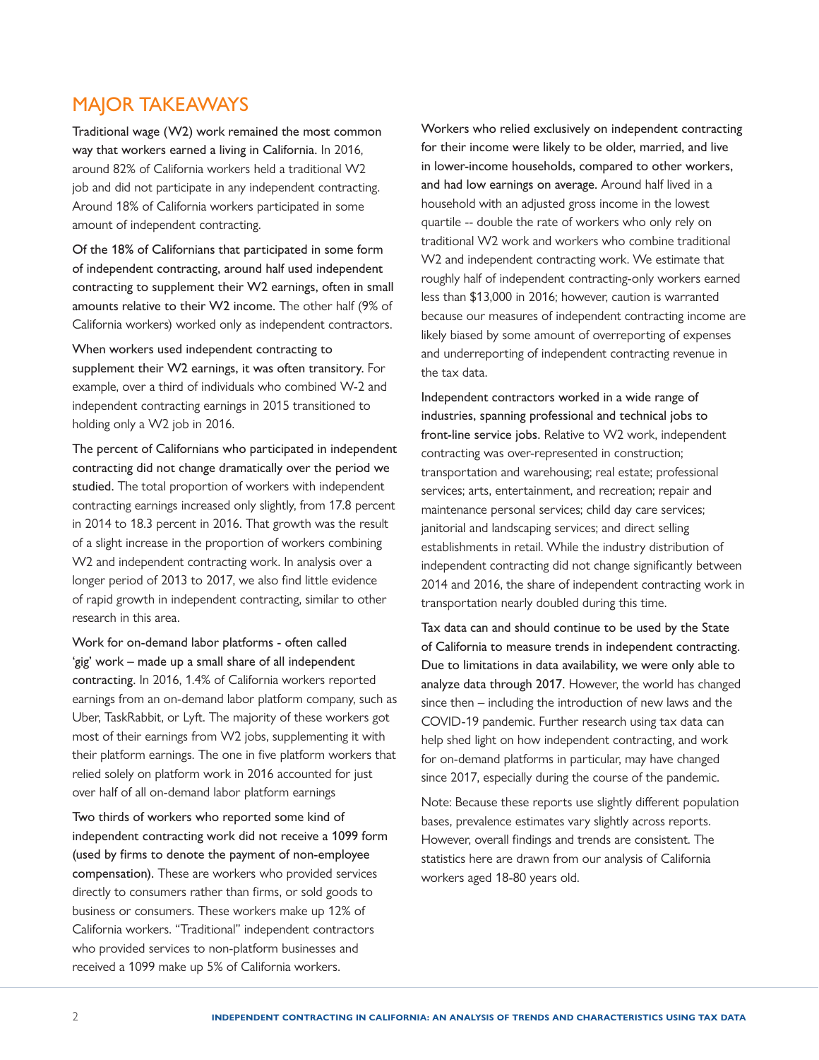## MAJOR TAKEAWAYS

**Traditional wage (W2) work remained the most common way that workers earned a living in California.** In 2016, around 82% of California workers held a traditional W2 job and did not participate in any independent contracting. Around 18% of California workers participated in some amount of independent contracting.

**Of the 18% of Californians that participated in some form of independent contracting, around half used independent contracting to supplement their W2 earnings, often in small amounts relative to their W2 income.** The other half (9% of California workers) worked only as independent contractors.

**When workers used independent contracting to supplement their W2 earnings, it was often transitory.** For example, over a third of individuals who combined W-2 and independent contracting earnings in 2015 transitioned to holding only a W2 job in 2016.

**The percent of Californians who participated in independent contracting did not change dramatically over the period we studied.** The total proportion of workers with independent contracting earnings increased only slightly, from 17.8 percent in 2014 to 18.3 percent in 2016. That growth was the result of a slight increase in the proportion of workers combining W2 and independent contracting work. In analysis over a longer period of 2013 to 2017, we also find little evidence of rapid growth in independent contracting, similar to other research in this area.

**Work for on-demand labor platforms - often called 'gig' work – made up a small share of all independent contracting.** In 2016, 1.4% of California workers reported earnings from an on-demand labor platform company, such as Uber, TaskRabbit, or Lyft. The majority of these workers got most of their earnings from W2 jobs, supplementing it with their platform earnings. The one in five platform workers that relied solely on platform work in 2016 accounted for just over half of all on-demand labor platform earnings

**Two thirds of workers who reported some kind of independent contracting work did not receive a 1099 form (used by firms to denote the payment of non-employee compensation).** These are workers who provided services directly to consumers rather than firms, or sold goods to business or consumers. These workers make up 12% of California workers. "Traditional" independent contractors who provided services to non-platform businesses and received a 1099 make up 5% of California workers.

**Workers who relied exclusively on independent contracting for their income were likely to be older, married, and live in lower-income households, compared to other workers, and had low earnings on average.** Around half lived in a household with an adjusted gross income in the lowest quartile -- double the rate of workers who only rely on traditional W2 work and workers who combine traditional W2 and independent contracting work. We estimate that roughly half of independent contracting-only workers earned less than $13,000 in 2016; however, caution is warranted because our measures of independent contracting income are likely biased by some amount of overreporting of expenses and underreporting of independent contracting revenue in the tax data.

**Independent contractors worked in a wide range of industries, spanning professional and technical jobs to front-line service jobs.** Relative to W2 work, independent contracting was over-represented in construction; transportation and warehousing; real estate; professional services; arts, entertainment, and recreation; repair and maintenance personal services; child day care services; janitorial and landscaping services; and direct selling establishments in retail. While the industry distribution of independent contracting did not change significantly between 2014 and 2016, the share of independent contracting work in transportation nearly doubled during this time.

**Tax data can and should continue to be used by the State of California to measure trends in independent contracting. Due to limitations in data availability, we were only able to analyze data through 2017.** However, the world has changed since then – including the introduction of new laws and the COVID-19 pandemic. Further research using tax data can help shed light on how independent contracting, and work for on-demand platforms in particular, may have changed since 2017, especially during the course of the pandemic.

Note: Because these reports use slightly different population bases, prevalence estimates vary slightly across reports. However, overall findings and trends are consistent. The statistics here are drawn from our analysis of California workers aged 18-80 years old.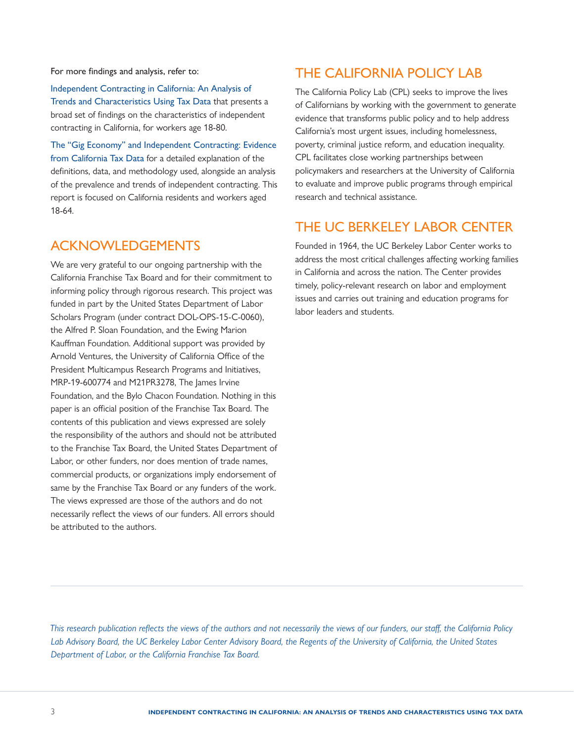For more findings and analysis, refer to:

Independent Contracting in California: An Analysis of Trends and Characteristics Using Tax Data that presents a broad set of findings on the characteristics of independent contracting in California, for workers age 18-80.

The "Gig Economy" and Independent Contracting: Evidence from California Tax Data for a detailed explanation of the definitions, data, and methodology used, alongside an analysis of the prevalence and trends of independent contracting. This report is focused on California residents and workers aged 18-64.

## ACKNOWLEDGEMENTS

We are very grateful to our ongoing partnership with the California Franchise Tax Board and for their commitment to informing policy through rigorous research. This project was funded in part by the United States Department of Labor Scholars Program (under contract DOL-OPS-15-C-0060), the Alfred P. Sloan Foundation, and the Ewing Marion Kauffman Foundation. Additional support was provided by Arnold Ventures, the University of California Office of the President Multicampus Research Programs and Initiatives, MRP-19-600774 and M21PR3278, The James Irvine Foundation, and the Bylo Chacon Foundation. Nothing in this paper is an official position of the Franchise Tax Board. The contents of this publication and views expressed are solely the responsibility of the authors and should not be attributed to the Franchise Tax Board, the United States Department of Labor, or other funders, nor does mention of trade names, commercial products, or organizations imply endorsement of same by the Franchise Tax Board or any funders of the work. The views expressed are those of the authors and do not necessarily reflect the views of our funders. All errors should be attributed to the authors.

## THE CALIFORNIA POLICY LAB

The California Policy Lab (CPL) seeks to improve the lives of Californians by working with the government to generate evidence that transforms public policy and to help address California's most urgent issues, including homelessness, poverty, criminal justice reform, and education inequality. CPL facilitates close working partnerships between policymakers and researchers at the University of California to evaluate and improve public programs through empirical research and technical assistance.

## THE UC BERKELEY LABOR CENTER

Founded in 1964, the UC Berkeley Labor Center works to address the most critical challenges affecting working families in California and across the nation. The Center provides timely, policy-relevant research on labor and employment issues and carries out training and education programs for labor leaders and students.

*This research publication reflects the views of the authors and not necessarily the views of our funders, our staff, the California Policy Lab Advisory Board, the UC Berkeley Labor Center Advisory Board, the Regents of the University of California, the United States Department of Labor, or the California Franchise Tax Board.*